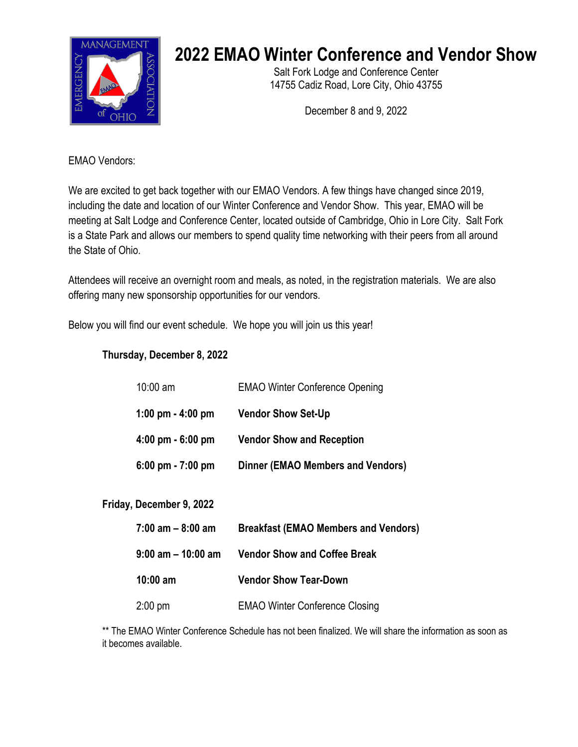# 2022 EMAO Winter Conference and Vendor Show

Salt Fork Lodge and Conference Center
14755 Cadiz Road, Lore City, Ohio 43755

December 8 and 9, 2022

EMAO Vendors:

We are excited to get back together with our EMAO Vendors. A few things have changed since 2019, including the date and location of our Winter Conference and Vendor Show. This year, EMAO will be meeting at Salt Lodge and Conference Center, located outside of Cambridge, Ohio in Lore City. Salt Fork is a State Park and allows our members to spend quality time networking with their peers from all around the State of Ohio.

Attendees will receive an overnight room and meals, as noted, in the registration materials. We are also offering many new sponsorship opportunities for our vendors.

Below you will find our event schedule. We hope you will join us this year!

**Thursday, December 8, 2022**

| | |
|---|---|
| 10:00 am | EMAO Winter Conference Opening |
| **1:00 pm - 4:00 pm** | **Vendor Show Set-Up** |
| **4:00 pm - 6:00 pm** | **Vendor Show and Reception** |
| **6:00 pm - 7:00 pm** | **Dinner (EMAO Members and Vendors)** |

**Friday, December 9, 2022**

| | |
|---|---|
| **7:00 am – 8:00 am** | **Breakfast (EMAO Members and Vendors)** |
| **9:00 am – 10:00 am** | **Vendor Show and Coffee Break** |
| **10:00 am** | **Vendor Show Tear-Down** |
| 2:00 pm | EMAO Winter Conference Closing |

** The EMAO Winter Conference Schedule has not been finalized. We will share the information as soon as it becomes available.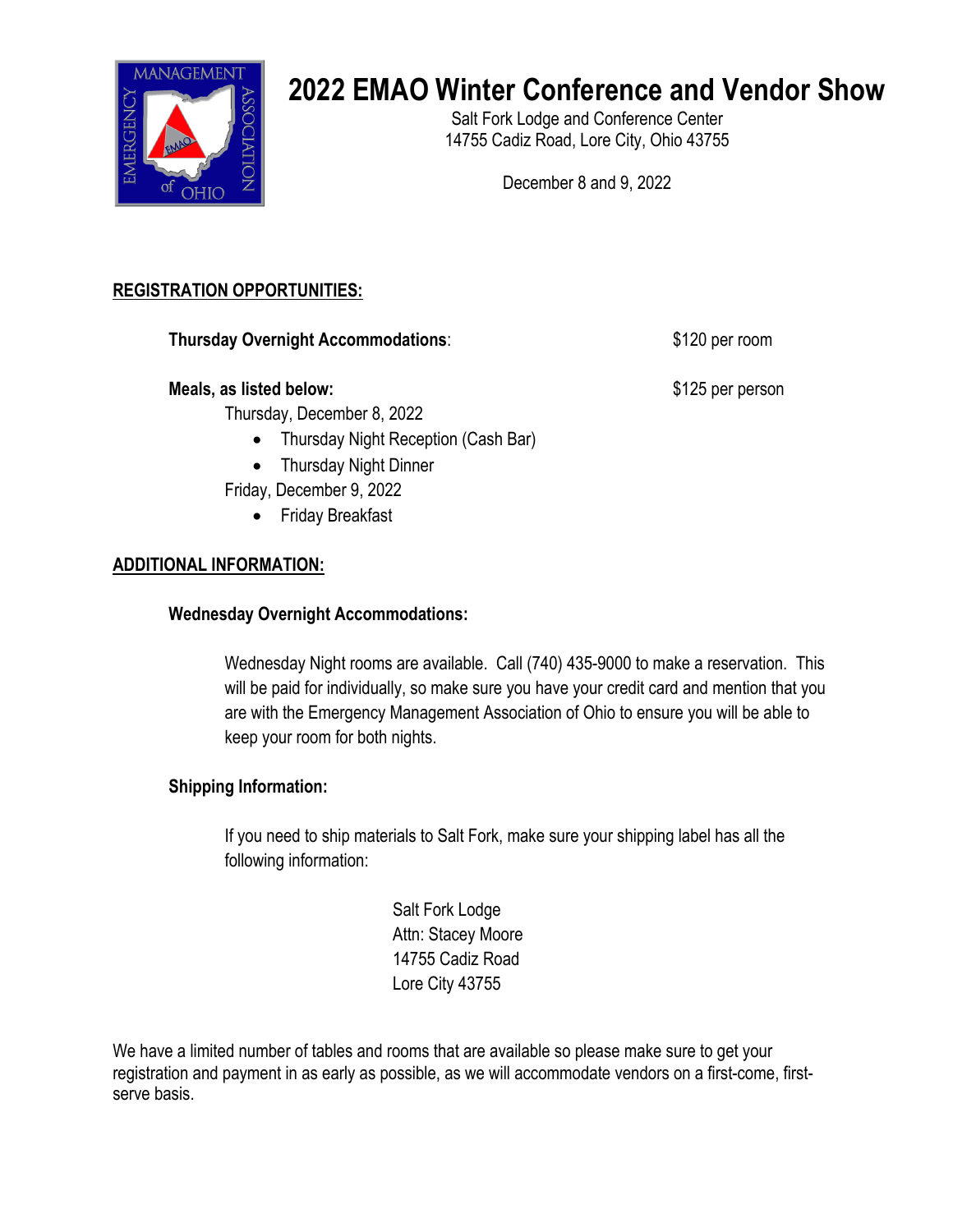# 2022 EMAO Winter Conference and Vendor Show

Salt Fork Lodge and Conference Center
14755 Cadiz Road, Lore City, Ohio 43755

December 8 and 9, 2022

## REGISTRATION OPPORTUNITIES:

**Thursday Overnight Accommodations**: $120 per room

**Meals, as listed below:** $125 per person

Thursday, December 8, 2022

- Thursday Night Reception (Cash Bar)
- Thursday Night Dinner

Friday, December 9, 2022

- Friday Breakfast

## ADDITIONAL INFORMATION:

**Wednesday Overnight Accommodations:**

Wednesday Night rooms are available. Call (740) 435-9000 to make a reservation. This will be paid for individually, so make sure you have your credit card and mention that you are with the Emergency Management Association of Ohio to ensure you will be able to keep your room for both nights.

**Shipping Information:**

If you need to ship materials to Salt Fork, make sure your shipping label has all the following information:

Salt Fork Lodge
Attn: Stacey Moore
14755 Cadiz Road
Lore City 43755

We have a limited number of tables and rooms that are available so please make sure to get your registration and payment in as early as possible, as we will accommodate vendors on a first-come, first-serve basis.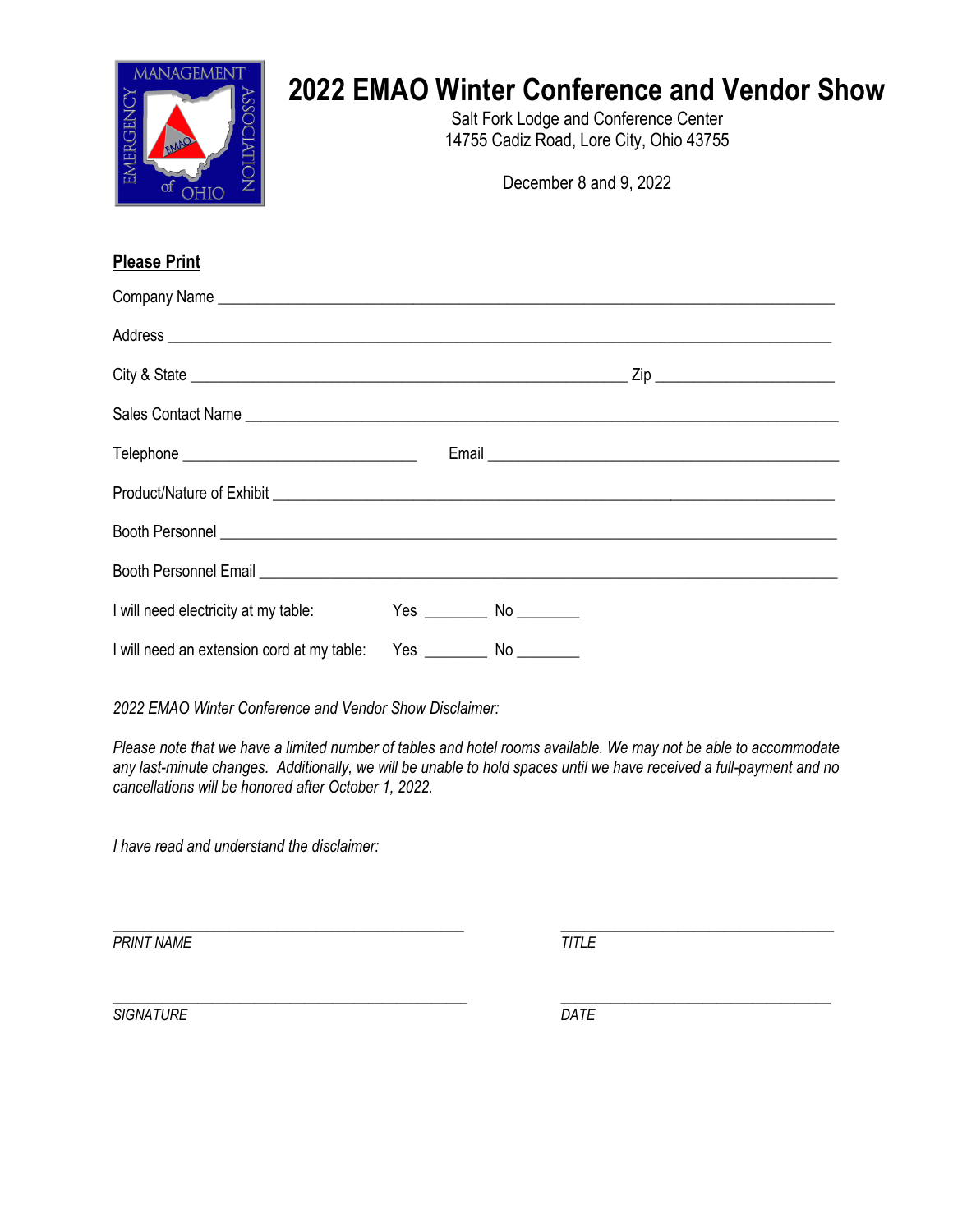# 2022 EMAO Winter Conference and Vendor Show

Salt Fork Lodge and Conference Center
14755 Cadiz Road, Lore City, Ohio 43755

December 8 and 9, 2022

**Please Print**

Company Name ______________________________________________________________________

Address ___________________________________________________________________________

City & State _____________________________________________ Zip ___________________

Sales Contact Name _________________________________________________________________

Telephone _______________________ Email _________________________________________

Product/Nature of Exhibit ____________________________________________________________

Booth Personnel ____________________________________________________________________

Booth Personnel Email _______________________________________________________________

I will need electricity at my table: Yes _______ No _______

I will need an extension cord at my table: Yes _______ No _______

*2022 EMAO Winter Conference and Vendor Show Disclaimer:*

*Please note that we have a limited number of tables and hotel rooms available. We may not be able to accommodate any last-minute changes. Additionally, we will be unable to hold spaces until we have received a full-payment and no cancellations will be honored after October 1, 2022.*

*I have read and understand the disclaimer:*

_____________________________________ _____________________________

*PRINT NAME* *TITLE*

_____________________________________ _____________________________

*SIGNATURE* *DATE*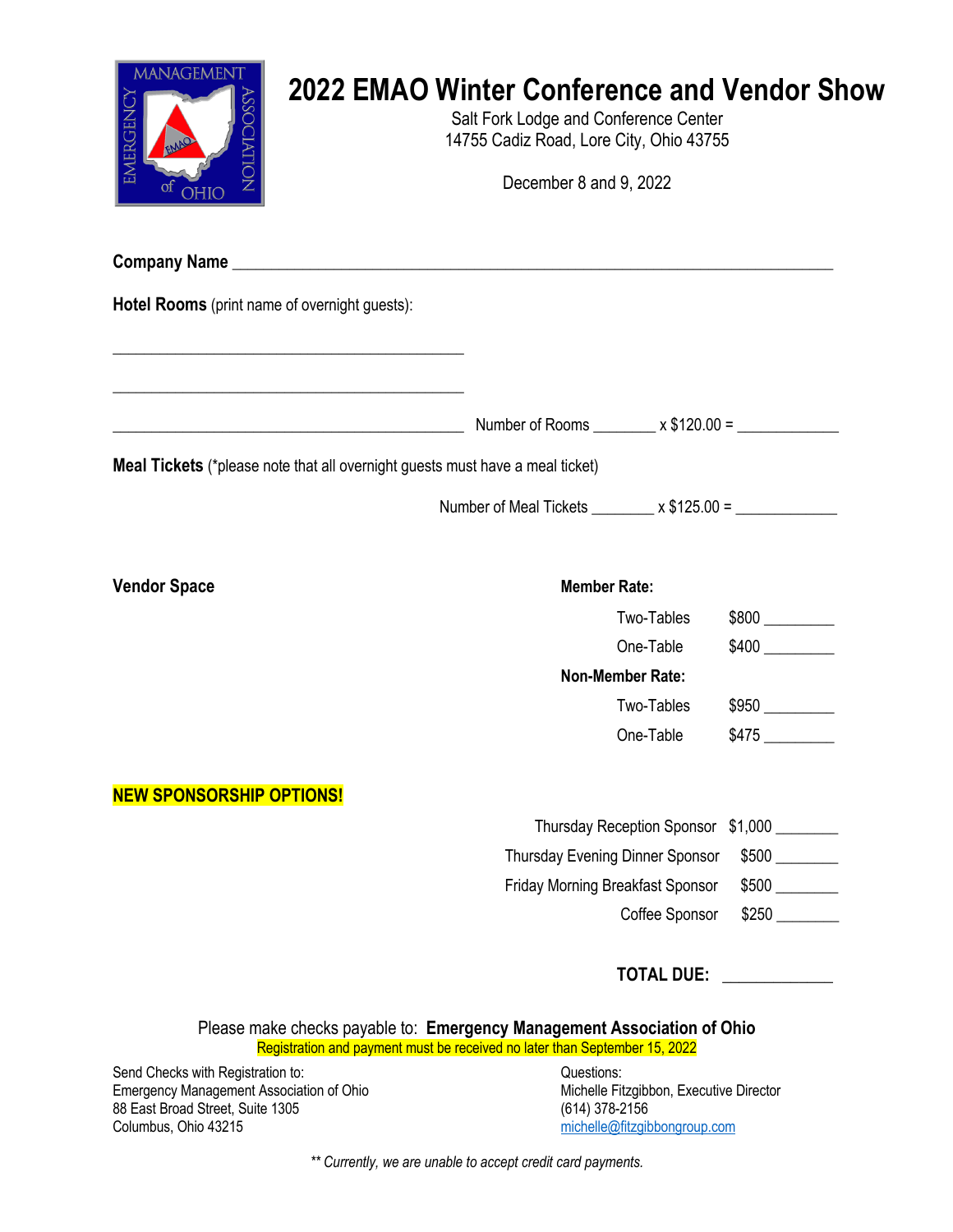# 2022 EMAO Winter Conference and Vendor Show

Salt Fork Lodge and Conference Center
14755 Cadiz Road, Lore City, Ohio 43755

December 8 and 9, 2022

**Company Name** ______________________________________________________________________

**Hotel Rooms** (print name of overnight guests):

_________________________________________

_________________________________________

_________________________________________ Number of Rooms ________ x $120.00 = ____________

**Meal Tickets** (*please note that all overnight guests must have a meal ticket)

Number of Meal Tickets ________ x $125.00 = ____________

**Vendor Space**

**Member Rate:**

| | | |
|---|---|---|
| Two-Tables | $800 | ________ |
| One-Table | $400 | ________ |

**Non-Member Rate:**

| | | |
|---|---|---|
| Two-Tables | $950 | ________ |
| One-Table | $475 | ________ |

**NEW SPONSORSHIP OPTIONS!**

| | | |
|---|---|---|
| Thursday Reception Sponsor | $1,000 | ________ |
| Thursday Evening Dinner Sponsor | $500 | ________ |
| Friday Morning Breakfast Sponsor | $500 | ________ |
| Coffee Sponsor | $250 | ________ |

**TOTAL DUE:** ____________

Please make checks payable to: **Emergency Management Association of Ohio**
Registration and payment must be received no later than September 15, 2022

Send Checks with Registration to:
Emergency Management Association of Ohio
88 East Broad Street, Suite 1305
Columbus, Ohio 43215

Questions:
Michelle Fitzgibbon, Executive Director
(614) 378-2156
michelle@fitzgibbongroup.com

*\*\* Currently, we are unable to accept credit card payments.*